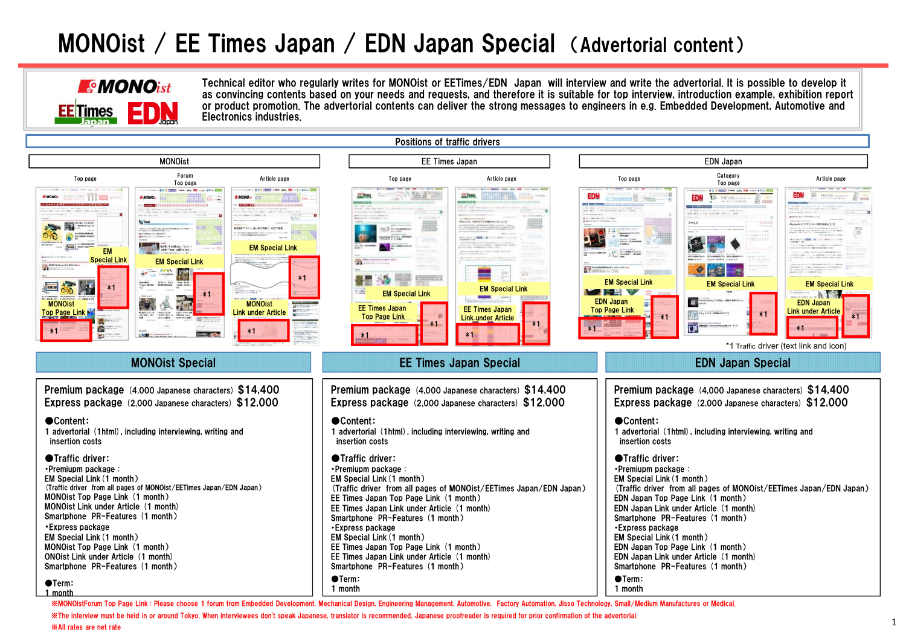# MONOist / EE Times Japan / EDN Japan Special （Advertorial content）

Technical editor who regularly writes for MONOist or EETimes/EDN Japan will interview and write the advertorial. It is possible to develop it as convincing contents based on your needs and requests, and therefore it is suitable for top interview, introduction example, exhibition report or product promotion. The advertorial contents can deliver the strong messages to engineers in e.g. Embedded Development, Automotive and Electronics industries.

## Positions of traffic drivers

**MONOist**: Top page / Forum Top page / Article page — EM Special Link, MONOist Top Page Link, MONOist Link under Article

**EE Times Japan**: Top page / Article page — EM Special Link, EE Times Japan Top Page Link, EE Times Japan Link under Article

**EDN Japan**: Top page / Category Top page / Article page — EM Special Link, EDN Japan Top Page Link, EDN Japan Link under Article

*1 Traffic driver (text link and icon)

## MONOist Special

**Premium package** (4,000 Japanese characters) **$14,400**
**Express package** (2,000 Japanese characters) **$12,000**

●Content:
1 advertorial (1html), including interviewing, writing and insertion costs

●Traffic driver:
- Premiupm package：
  - EM Special Link (1 month)
  - (Traffic driver from all pages of MONOist/EETimes Japan/EDN Japan)
  - MONOist Top Page Link (1 month)
  - MONOist Link under Article (1 month)
  - Smartphone PR-Features (1 month)
- Express package
  - EM Special Link (1 month)
  - MONOist Top Page Link (1 month)
  - ONOist Link under Article (1 month)
  - Smartphone PR-Features (1 month)

●Term:
1 month

## EE Times Japan Special

**Premium package** (4,000 Japanese characters) **$14,400**
**Express package** (2,000 Japanese characters) **$12,000**

●Content:
1 advertorial (1html), including interviewing, writing and insertion costs

●Traffic driver:
- Premiupm package：
  - EM Special Link (1 month)
  - (Traffic driver from all pages of MONOist/EETimes Japan/EDN Japan)
  - EE Times Japan Top Page Link (1 month)
  - EE Times Japan Link under Article (1 month)
  - Smartphone PR-Features (1 month)
- Express package
  - EM Special Link (1 month)
  - EE Times Japan Top Page Link (1 month)
  - EE Times Japan Link under Article (1 month)
  - Smartphone PR-Features (1 month)

●Term:
1 month

## EDN Japan Special

**Premium package** (4,000 Japanese characters) **$14,400**
**Express package** (2,000 Japanese characters) **$12,000**

●Content:
1 advertorial (1html), including interviewing, writing and insertion costs

●Traffic driver:
- Premiupm package：
  - EM Special Link (1 month)
  - (Traffic driver from all pages of MONOist/EETimes Japan/EDN Japan)
  - EDN Japan Top Page Link (1 month)
  - EDN Japan Link under Article (1 month)
  - Smartphone PR-Features (1 month)
- Express package
  - EM Special Link (1 month)
  - EDN Japan Top Page Link (1 month)
  - EDN Japan Link under Article (1 month)
  - Smartphone PR-Features (1 month)

●Term:
1 month

※MONOistForum Top Page Link : Please choose 1 forum from Embedded Development, Mechanical Design, Engineering Management, Automotive, Factory Automation, Jisso Technology, Small/Medium Manufactures or Medical.

※The interview must be held in or around Tokyo. When interviewees don't speak Japanese, translator is recommended. Japanese proofreader is required for prior confirmation of the advertorial.

※All rates are net rate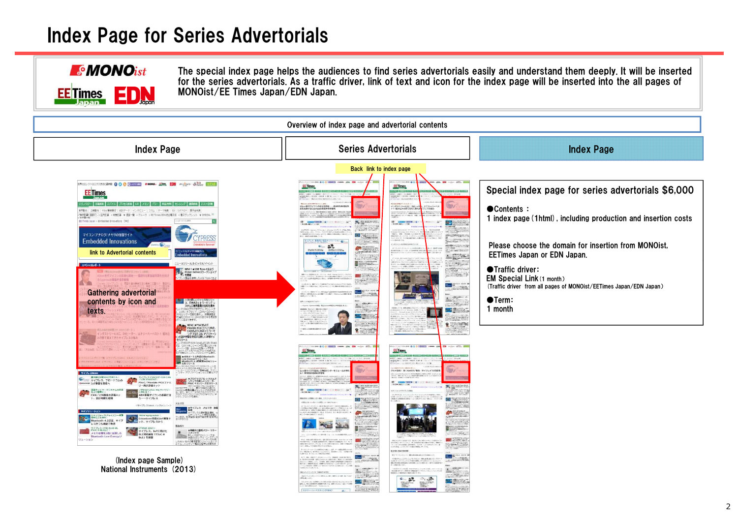# Index Page for Series Advertorials

MONOist / EE Times Japan / EDN Japan

The special index page helps the audiences to find series advertorials easily and understand them deeply. It will be inserted for the series advertorials. As a traffic driver, link of text and icon for the index page will be inserted into the all pages of MONOist/EE Times Japan/EDN Japan.

## Overview of index page and advertorial contents

### Index Page

link to Advertorial contents

Gathering advertorial contents by icon and texts.

(Index page Sample)
National Instruments (2013)

### Series Advertorials

Back link to index page

### Index Page

**Special index page for series advertorials $6,000**

●Contents：
1 index page (1html), including production and insertion costs

Please choose the domain for insertion from MONOist, EETimes Japan or EDN Japan.

●Traffic driver:
EM Special Link (1 month)
(Traffic driver from all pages of MONOist/EETimes Japan/EDN Japan)

●Term:
1 month